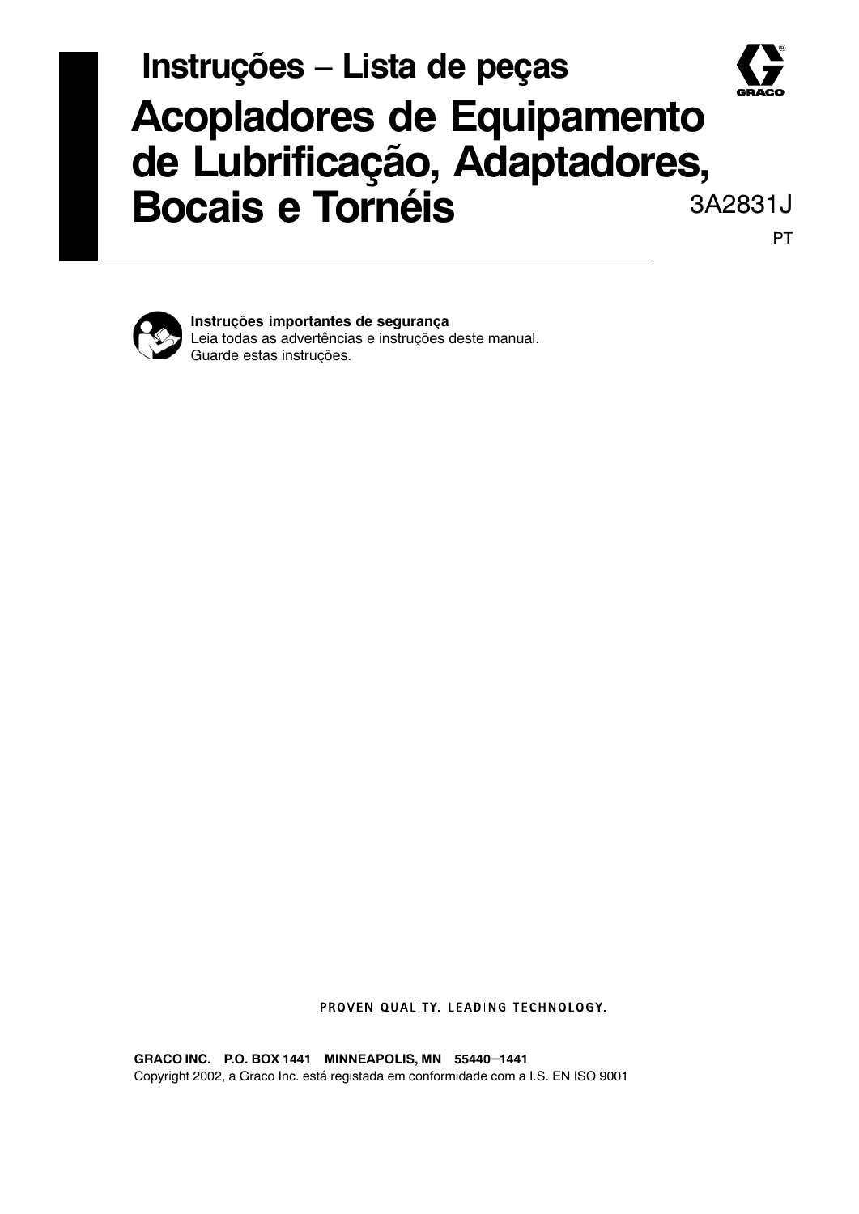## Instruções – Lista de peças

# Acopladores de Equipamento de Lubrificação, Adaptadores, Bocais e Tornéis

3A2831J

PT

**Instruções importantes de segurança**
Leia todas as advertências e instruções deste manual.
Guarde estas instruções.

PROVEN QUALITY. LEADING TECHNOLOGY.

**GRACO INC. P.O. BOX 1441 MINNEAPOLIS, MN 55440–1441**
Copyright 2002, a Graco Inc. está registada em conformidade com a I.S. EN ISO 9001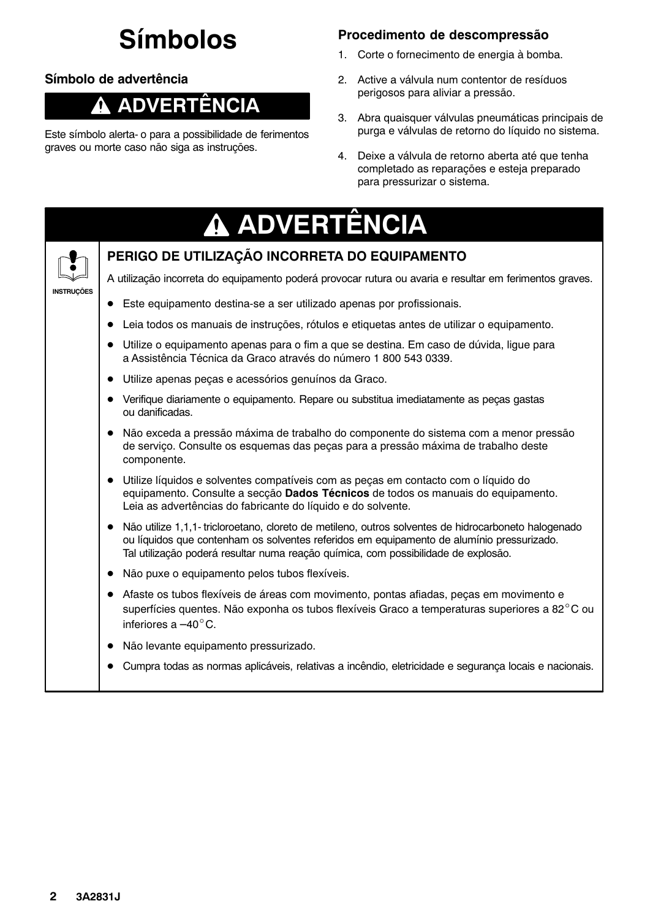# Símbolos

### Símbolo de advertência

**⚠ ADVERTÊNCIA**

Este símbolo alerta- o para a possibilidade de ferimentos graves ou morte caso não siga as instruções.

### Procedimento de descompressão

1. Corte o fornecimento de energia à bomba.
2. Active a válvula num contentor de resíduos perigosos para aliviar a pressão.
3. Abra quaisquer válvulas pneumáticas principais de purga e válvulas de retorno do líquido no sistema.
4. Deixe a válvula de retorno aberta até que tenha completado as reparações e esteja preparado para pressurizar o sistema.

## ⚠ ADVERTÊNCIA

INSTRUÇÕES

### PERIGO DE UTILIZAÇÃO INCORRETA DO EQUIPAMENTO

A utilização incorreta do equipamento poderá provocar rutura ou avaria e resultar em ferimentos graves.

- Este equipamento destina-se a ser utilizado apenas por profissionais.
- Leia todos os manuais de instruções, rótulos e etiquetas antes de utilizar o equipamento.
- Utilize o equipamento apenas para o fim a que se destina. Em caso de dúvida, ligue para a Assistência Técnica da Graco através do número 1 800 543 0339.
- Utilize apenas peças e acessórios genuínos da Graco.
- Verifique diariamente o equipamento. Repare ou substitua imediatamente as peças gastas ou danificadas.
- Não exceda a pressão máxima de trabalho do componente do sistema com a menor pressão de serviço. Consulte os esquemas das peças para a pressão máxima de trabalho deste componente.
- Utilize líquidos e solventes compatíveis com as peças em contacto com o líquido do equipamento. Consulte a secção **Dados Técnicos** de todos os manuais do equipamento. Leia as advertências do fabricante do líquido e do solvente.
- Não utilize 1,1,1- tricloroetano, cloreto de metileno, outros solventes de hidrocarboneto halogenado ou líquidos que contenham os solventes referidos em equipamento de alumínio pressurizado. Tal utilização poderá resultar numa reação química, com possibilidade de explosão.
- Não puxe o equipamento pelos tubos flexíveis.
- Afaste os tubos flexíveis de áreas com movimento, pontas afiadas, peças em movimento e superfícies quentes. Não exponha os tubos flexíveis Graco a temperaturas superiores a 82°C ou inferiores a –40°C.
- Não levante equipamento pressurizado.
- Cumpra todas as normas aplicáveis, relativas a incêndio, eletricidade e segurança locais e nacionais.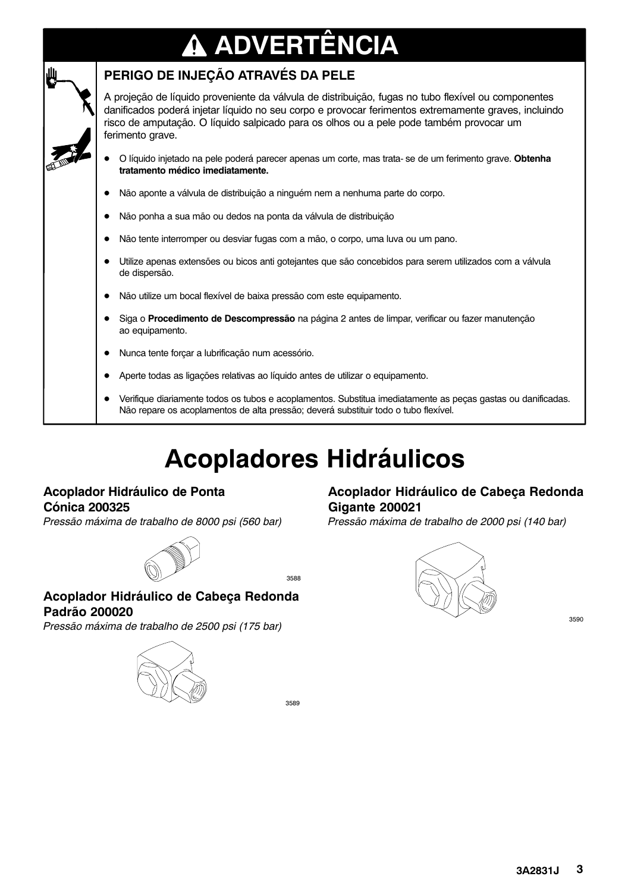# ADVERTÊNCIA

### PERIGO DE INJEÇÃO ATRAVÉS DA PELE

A projeção de líquido proveniente da válvula de distribuição, fugas no tubo flexível ou componentes danificados poderá injetar líquido no seu corpo e provocar ferimentos extremamente graves, incluindo risco de amputação. O líquido salpicado para os olhos ou a pele pode também provocar um ferimento grave.

- O líquido injetado na pele poderá parecer apenas um corte, mas trata- se de um ferimento grave. **Obtenha tratamento médico imediatamente.**
- Não aponte a válvula de distribuição a ninguém nem a nenhuma parte do corpo.
- Não ponha a sua mão ou dedos na ponta da válvula de distribuição
- Não tente interromper ou desviar fugas com a mão, o corpo, uma luva ou um pano.
- Utilize apenas extensões ou bicos anti gotejantes que são concebidos para serem utilizados com a válvula de dispersão.
- Não utilize um bocal flexível de baixa pressão com este equipamento.
- Siga o **Procedimento de Descompressão** na página 2 antes de limpar, verificar ou fazer manutenção ao equipamento.
- Nunca tente forçar a lubrificação num acessório.
- Aperte todas as ligações relativas ao líquido antes de utilizar o equipamento.
- Verifique diariamente todos os tubos e acoplamentos. Substitua imediatamente as peças gastas ou danificadas. Não repare os acoplamentos de alta pressão; deverá substituir todo o tubo flexível.

# Acopladores Hidráulicos

### Acoplador Hidráulico de Ponta Cónica 200325

*Pressão máxima de trabalho de 8000 psi (560 bar)*

3588

### Acoplador Hidráulico de Cabeça Redonda Padrão 200020

*Pressão máxima de trabalho de 2500 psi (175 bar)*

3589

### Acoplador Hidráulico de Cabeça Redonda Gigante 200021

*Pressão máxima de trabalho de 2000 psi (140 bar)*

3590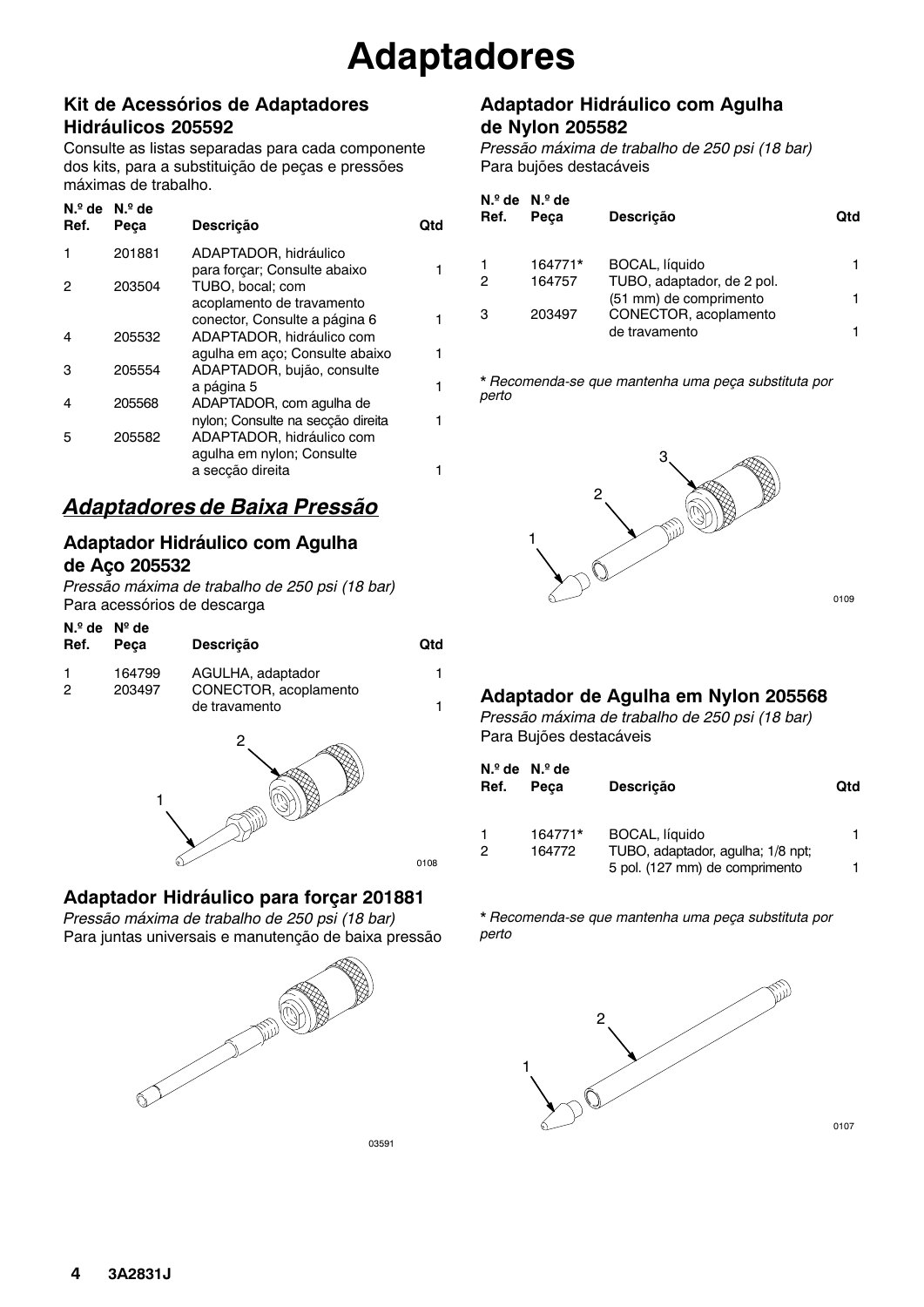# Adaptadores

## Kit de Acessórios de Adaptadores Hidráulicos 205592

Consulte as listas separadas para cada componente dos kits, para a substituição de peças e pressões máximas de trabalho.

| N.º de Ref. | N.º de Peça | Descrição | Qtd |
|---|---|---|---|
| 1 | 201881 | ADAPTADOR, hidráulico para forçar; Consulte abaixo | 1 |
| 2 | 203504 | TUBO, bocal; com acoplamento de travamento conector, Consulte a página 6 | 1 |
| 4 | 205532 | ADAPTADOR, hidráulico com agulha em aço; Consulte abaixo | 1 |
| 3 | 205554 | ADAPTADOR, bujão, consulte a página 5 | 1 |
| 4 | 205568 | ADAPTADOR, com agulha de nylon; Consulte na secção direita | 1 |
| 5 | 205582 | ADAPTADOR, hidráulico com agulha em nylon; Consulte a secção direita | 1 |

## *Adaptadores de Baixa Pressão*

### Adaptador Hidráulico com Agulha de Aço 205532

*Pressão máxima de trabalho de 250 psi (18 bar)*
Para acessórios de descarga

| N.º de Ref. | Nº de Peça | Descrição | Qtd |
|---|---|---|---|
| 1 | 164799 | AGULHA, adaptador | 1 |
| 2 | 203497 | CONECTOR, acoplamento de travamento | 1 |

0108

### Adaptador Hidráulico para forçar 201881

*Pressão máxima de trabalho de 250 psi (18 bar)*
Para juntas universais e manutenção de baixa pressão

03591

### Adaptador Hidráulico com Agulha de Nylon 205582

*Pressão máxima de trabalho de 250 psi (18 bar)*
Para bujões destacáveis

| N.º de Ref. | N.º de Peça | Descrição | Qtd |
|---|---|---|---|
| 1 | 164771* | BOCAL, líquido | 1 |
| 2 | 164757 | TUBO, adaptador, de 2 pol. (51 mm) de comprimento | 1 |
| 3 | 203497 | CONECTOR, acoplamento de travamento | 1 |

*\* Recomenda-se que mantenha uma peça substituta por perto*

0109

### Adaptador de Agulha em Nylon 205568

*Pressão máxima de trabalho de 250 psi (18 bar)*
Para Bujões destacáveis

| N.º de Ref. | N.º de Peça | Descrição | Qtd |
|---|---|---|---|
| 1 | 164771* | BOCAL, líquido | 1 |
| 2 | 164772 | TUBO, adaptador, agulha; 1/8 npt; 5 pol. (127 mm) de comprimento | 1 |

*\* Recomenda-se que mantenha uma peça substituta por perto*

0107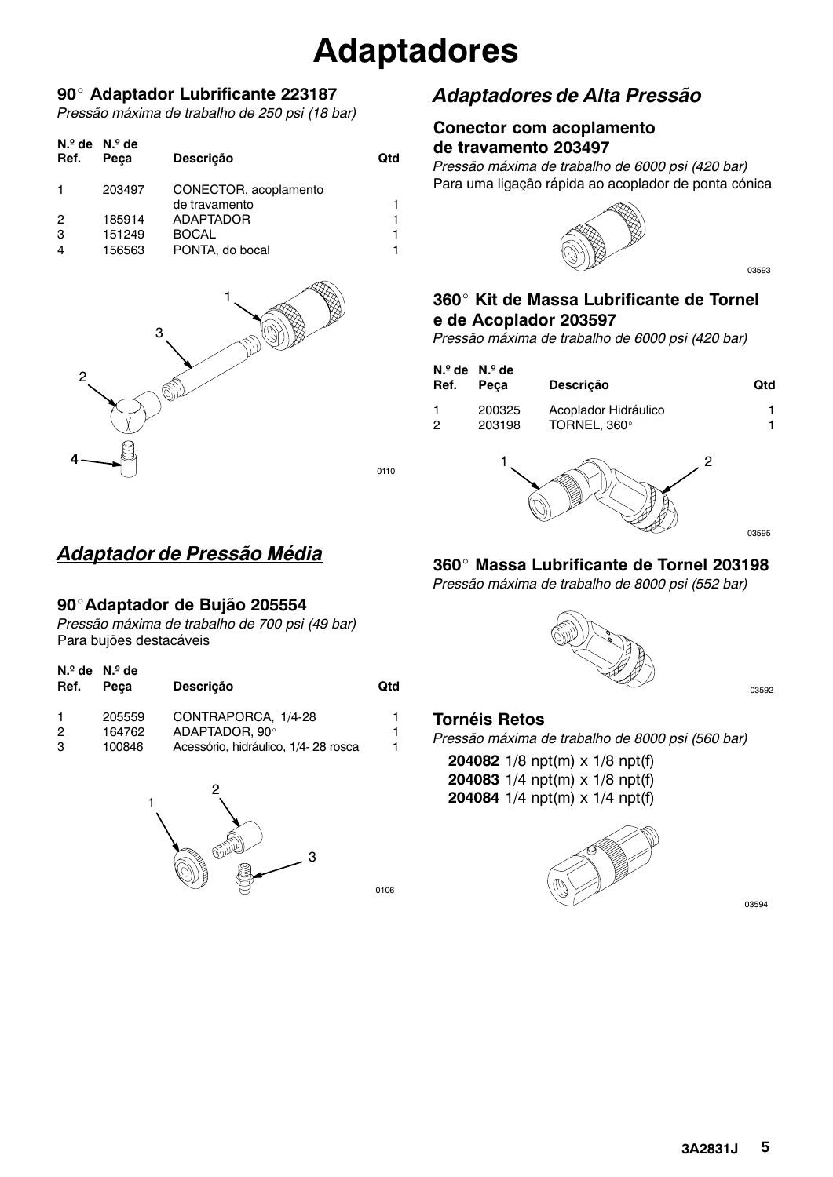# Adaptadores

### 90° Adaptador Lubrificante 223187

*Pressão máxima de trabalho de 250 psi (18 bar)*

| N.º de Ref. | N.º de Peça | Descrição | Qtd |
|---|---|---|---|
| 1 | 203497 | CONECTOR, acoplamento de travamento | 1 |
| 2 | 185914 | ADAPTADOR | 1 |
| 3 | 151249 | BOCAL | 1 |
| 4 | 156563 | PONTA, do bocal | 1 |

## *Adaptador de Pressão Média*

### 90° Adaptador de Bujão 205554

*Pressão máxima de trabalho de 700 psi (49 bar)*
Para bujões destacáveis

| N.º de Ref. | N.º de Peça | Descrição | Qtd |
|---|---|---|---|
| 1 | 205559 | CONTRAPORCA, 1/4-28 | 1 |
| 2 | 164762 | ADAPTADOR, 90° | 1 |
| 3 | 100846 | Acessório, hidráulico, 1/4- 28 rosca | 1 |

## *Adaptadores de Alta Pressão*

### Conector com acoplamento de travamento 203497

*Pressão máxima de trabalho de 6000 psi (420 bar)*
Para uma ligação rápida ao acoplador de ponta cónica

### 360° Kit de Massa Lubrificante de Tornel e de Acoplador 203597

*Pressão máxima de trabalho de 6000 psi (420 bar)*

| N.º de Ref. | N.º de Peça | Descrição | Qtd |
|---|---|---|---|
| 1 | 200325 | Acoplador Hidráulico | 1 |
| 2 | 203198 | TORNEL, 360° | 1 |

### 360° Massa Lubrificante de Tornel 203198

*Pressão máxima de trabalho de 8000 psi (552 bar)*

### Tornéis Retos

*Pressão máxima de trabalho de 8000 psi (560 bar)*

**204082** 1/8 npt(m) x 1/8 npt(f)
**204083** 1/4 npt(m) x 1/8 npt(f)
**204084** 1/4 npt(m) x 1/4 npt(f)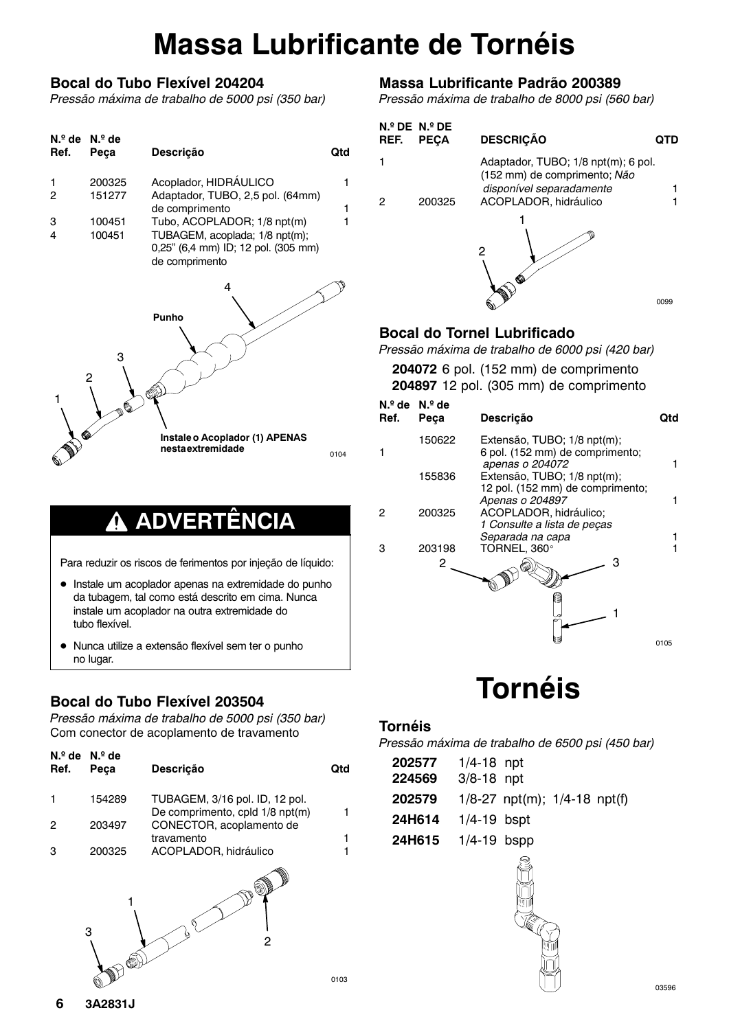# Massa Lubrificante de Tornéis

## Bocal do Tubo Flexível 204204

*Pressão máxima de trabalho de 5000 psi (350 bar)*

| N.º de Ref. | N.º de Peça | Descrição | Qtd |
|---|---|---|---|
| 1 | 200325 | Acoplador, HIDRÁULICO | 1 |
| 2 | 151277 | Adaptador, TUBO, 2,5 pol. (64mm) de comprimento | 1 |
| 3 | 100451 | Tubo, ACOPLADOR; 1/8 npt(m) | 1 |
| 4 | 100451 | TUBAGEM, acoplada; 1/8 npt(m); 0,25" (6,4 mm) ID; 12 pol. (305 mm) de comprimento | |

Punho

Instale o Acoplador (1) APENAS nesta extremidade

0104

## ⚠ ADVERTÊNCIA

Para reduzir os riscos de ferimentos por injeção de líquido:

- Instale um acoplador apenas na extremidade do punho da tubagem, tal como está descrito em cima. Nunca instale um acoplador na outra extremidade do tubo flexível.
- Nunca utilize a extensão flexível sem ter o punho no lugar.

## Bocal do Tubo Flexível 203504

*Pressão máxima de trabalho de 5000 psi (350 bar)*
Com conector de acoplamento de travamento

| N.º de Ref. | N.º de Peça | Descrição | Qtd |
|---|---|---|---|
| 1 | 154289 | TUBAGEM, 3/16 pol. ID, 12 pol. De comprimento, cpld 1/8 npt(m) | 1 |
| 2 | 203497 | CONECTOR, acoplamento de travamento | 1 |
| 3 | 200325 | ACOPLADOR, hidráulico | 1 |

0103

## Massa Lubrificante Padrão 200389

*Pressão máxima de trabalho de 8000 psi (560 bar)*

| N.º DE REF. | N.º DE PEÇA | DESCRIÇÃO | QTD |
|---|---|---|---|
| 1 | | Adaptador, TUBO; 1/8 npt(m); 6 pol. (152 mm) de comprimento; *Não disponível separadamente* | 1 |
| 2 | 200325 | ACOPLADOR, hidráulico | 1 |

0099

## Bocal do Tornel Lubrificado

*Pressão máxima de trabalho de 6000 psi (420 bar)*

**204072** 6 pol. (152 mm) de comprimento
**204897** 12 pol. (305 mm) de comprimento

| N.º de Ref. | N.º de Peça | Descrição | Qtd |
|---|---|---|---|
| 1 | 150622 | Extensão, TUBO; 1/8 npt(m); 6 pol. (152 mm) de comprimento; *apenas o 204072* | 1 |
| | 155836 | Extensão, TUBO; 1/8 npt(m); 12 pol. (152 mm) de comprimento; *Apenas o 204897* | 1 |
| 2 | 200325 | ACOPLADOR, hidráulico; *1 Consulte a lista de peças Separada na capa* | 1 |
| 3 | 203198 | TORNEL, 360° | 1 |

0105

# Tornéis

## Tornéis

*Pressão máxima de trabalho de 6500 psi (450 bar)*

| | |
|---|---|
| **202577** | 1/4-18 npt |
| **224569** | 3/8-18 npt |
| **202579** | 1/8-27 npt(m); 1/4-18 npt(f) |
| **24H614** | 1/4-19 bspt |
| **24H615** | 1/4-19 bspp |

03596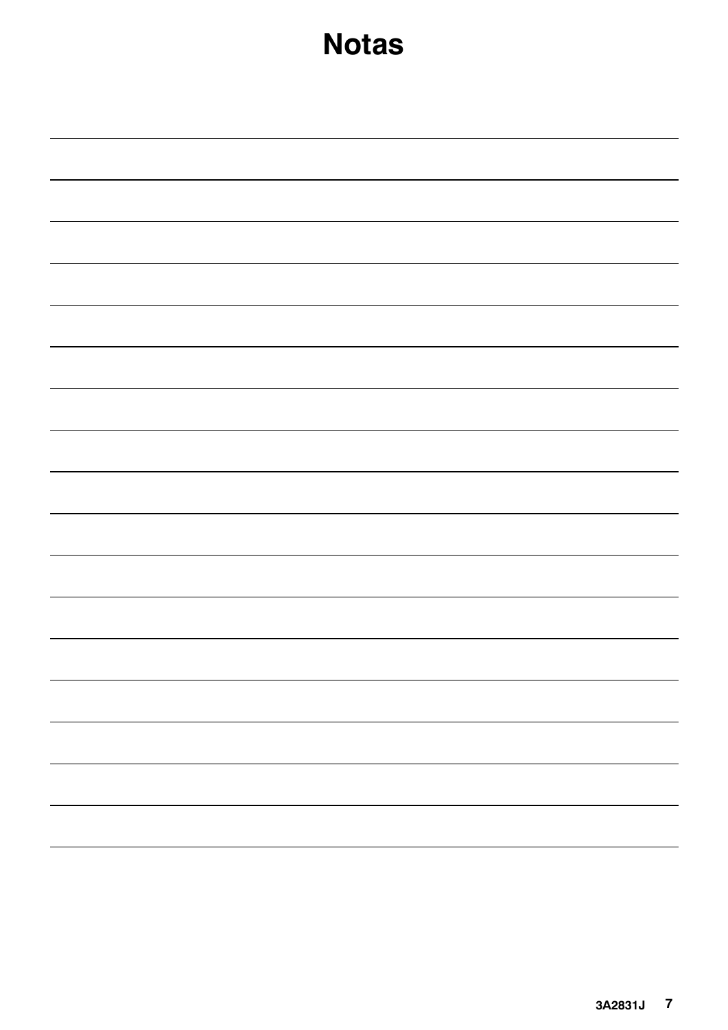# Notas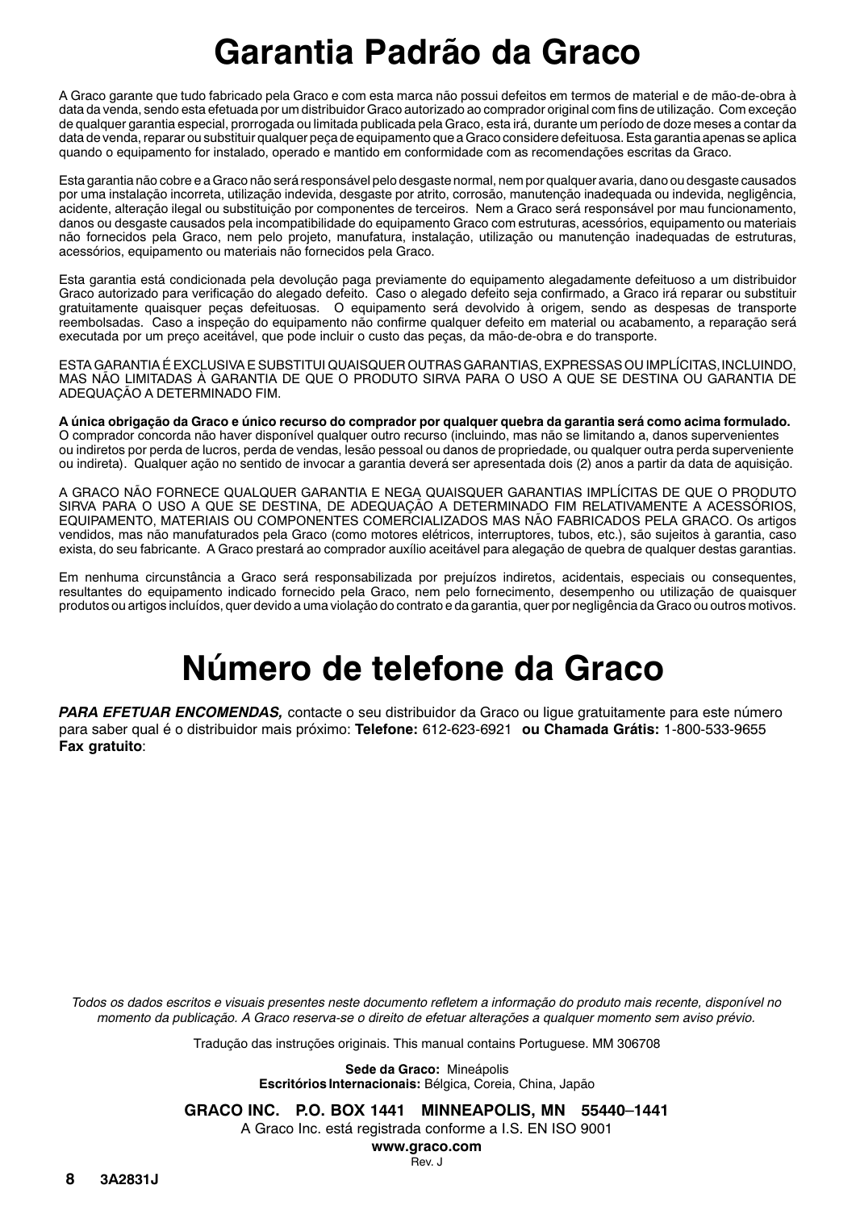# Garantia Padrão da Graco

A Graco garante que tudo fabricado pela Graco e com esta marca não possui defeitos em termos de material e de mão-de-obra à data da venda, sendo esta efetuada por um distribuidor Graco autorizado ao comprador original com fins de utilização. Com exceção de qualquer garantia especial, prorrogada ou limitada publicada pela Graco, esta irá, durante um período de doze meses a contar da data de venda, reparar ou substituir qualquer peça de equipamento que a Graco considere defeituosa. Esta garantia apenas se aplica quando o equipamento for instalado, operado e mantido em conformidade com as recomendações escritas da Graco.

Esta garantia não cobre e a Graco não será responsável pelo desgaste normal, nem por qualquer avaria, dano ou desgaste causados por uma instalação incorreta, utilização indevida, desgaste por atrito, corrosão, manutenção inadequada ou indevida, negligência, acidente, alteração ilegal ou substituição por componentes de terceiros. Nem a Graco será responsável por mau funcionamento, danos ou desgaste causados pela incompatibilidade do equipamento Graco com estruturas, acessórios, equipamento ou materiais não fornecidos pela Graco, nem pelo projeto, manufatura, instalação, utilização ou manutenção inadequadas de estruturas, acessórios, equipamento ou materiais não fornecidos pela Graco.

Esta garantia está condicionada pela devolução paga previamente do equipamento alegadamente defeituoso a um distribuidor Graco autorizado para verificação do alegado defeito. Caso o alegado defeito seja confirmado, a Graco irá reparar ou substituir gratuitamente quaisquer peças defeituosas. O equipamento será devolvido à origem, sendo as despesas de transporte reembolsadas. Caso a inspeção do equipamento não confirme qualquer defeito em material ou acabamento, a reparação será executada por um preço aceitável, que pode incluir o custo das peças, da mão-de-obra e do transporte.

ESTA GARANTIA É EXCLUSIVA E SUBSTITUI QUAISQUER OUTRAS GARANTIAS, EXPRESSAS OU IMPLÍCITAS, INCLUINDO, MAS NÃO LIMITADAS À GARANTIA DE QUE O PRODUTO SIRVA PARA O USO A QUE SE DESTINA OU GARANTIA DE ADEQUAÇÃO A DETERMINADO FIM.

**A única obrigação da Graco e único recurso do comprador por qualquer quebra da garantia será como acima formulado.** O comprador concorda não haver disponível qualquer outro recurso (incluindo, mas não se limitando a, danos supervenientes ou indiretos por perda de lucros, perda de vendas, lesão pessoal ou danos de propriedade, ou qualquer outra perda superveniente ou indireta). Qualquer ação no sentido de invocar a garantia deverá ser apresentada dois (2) anos a partir da data de aquisição.

A GRACO NÃO FORNECE QUALQUER GARANTIA E NEGA QUAISQUER GARANTIAS IMPLÍCITAS DE QUE O PRODUTO SIRVA PARA O USO A QUE SE DESTINA, DE ADEQUAÇÃO A DETERMINADO FIM RELATIVAMENTE A ACESSÓRIOS, EQUIPAMENTO, MATERIAIS OU COMPONENTES COMERCIALIZADOS MAS NÃO FABRICADOS PELA GRACO. Os artigos vendidos, mas não manufaturados pela Graco (como motores elétricos, interruptores, tubos, etc.), são sujeitos à garantia, caso exista, do seu fabricante. A Graco prestará ao comprador auxílio aceitável para alegação de quebra de qualquer destas garantias.

Em nenhuma circunstância a Graco será responsabilizada por prejuízos indiretos, acidentais, especiais ou consequentes, resultantes do equipamento indicado fornecido pela Graco, nem pelo fornecimento, desempenho ou utilização de quaisquer produtos ou artigos incluídos, quer devido a uma violação do contrato e da garantia, quer por negligência da Graco ou outros motivos.

# Número de telefone da Graco

***PARA EFETUAR ENCOMENDAS,*** contacte o seu distribuidor da Graco ou ligue gratuitamente para este número para saber qual é o distribuidor mais próximo: **Telefone:** 612-623-6921 **ou Chamada Grátis:** 1-800-533-9655
**Fax gratuito**:

*Todos os dados escritos e visuais presentes neste documento refletem a informação do produto mais recente, disponível no momento da publicação. A Graco reserva-se o direito de efetuar alterações a qualquer momento sem aviso prévio.*

Tradução das instruções originais. This manual contains Portuguese. MM 306708

**Sede da Graco:** Mineápolis
**Escritórios Internacionais:** Bélgica, Coreia, China, Japão

**GRACO INC. P.O. BOX 1441 MINNEAPOLIS, MN 55440–1441**

A Graco Inc. está registrada conforme a I.S. EN ISO 9001

**www.graco.com**

Rev. J

**3A2831J**